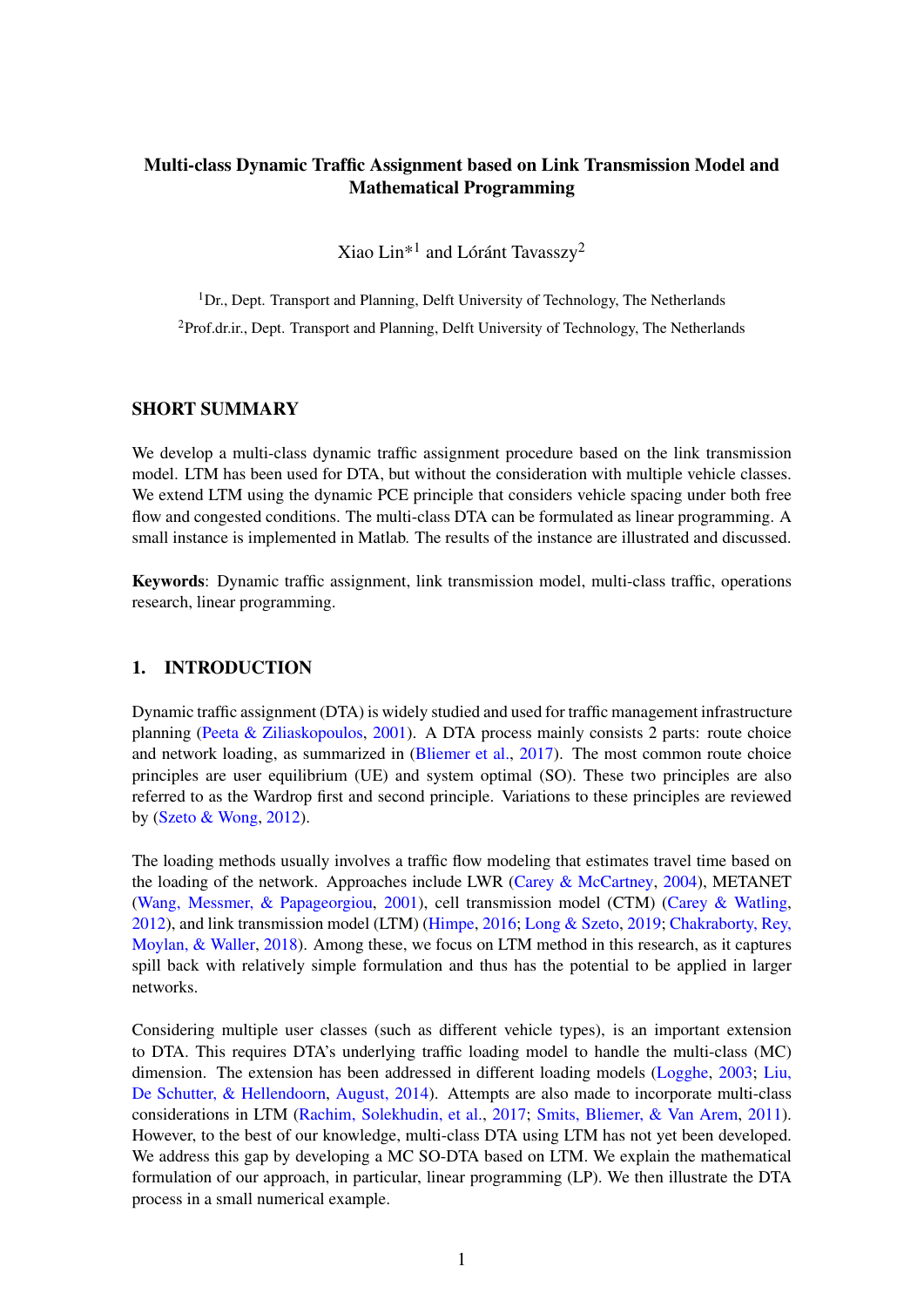# Multi-class Dynamic Traffic Assignment based on Link Transmission Model and Mathematical Programming

Xiao Lin*[1] and Lóránt Tavasszy[2]

[1]Dr., Dept. Transport and Planning, Delft University of Technology, The Netherlands

[2]Prof.dr.ir., Dept. Transport and Planning, Delft University of Technology, The Netherlands

## SHORT SUMMARY

We develop a multi-class dynamic traffic assignment procedure based on the link transmission model. LTM has been used for DTA, but without the consideration with multiple vehicle classes. We extend LTM using the dynamic PCE principle that considers vehicle spacing under both free flow and congested conditions. The multi-class DTA can be formulated as linear programming. A small instance is implemented in Matlab. The results of the instance are illustrated and discussed.

**Keywords**: Dynamic traffic assignment, link transmission model, multi-class traffic, operations research, linear programming.

## 1. INTRODUCTION

Dynamic traffic assignment (DTA) is widely studied and used for traffic management infrastructure planning (Peeta & Ziliaskopoulos, 2001). A DTA process mainly consists 2 parts: route choice and network loading, as summarized in (Bliemer et al., 2017). The most common route choice principles are user equilibrium (UE) and system optimal (SO). These two principles are also referred to as the Wardrop first and second principle. Variations to these principles are reviewed by (Szeto & Wong, 2012).

The loading methods usually involves a traffic flow modeling that estimates travel time based on the loading of the network. Approaches include LWR (Carey & McCartney, 2004), METANET (Wang, Messmer, & Papageorgiou, 2001), cell transmission model (CTM) (Carey & Watling, 2012), and link transmission model (LTM) (Himpe, 2016; Long & Szeto, 2019; Chakraborty, Rey, Moylan, & Waller, 2018). Among these, we focus on LTM method in this research, as it captures spill back with relatively simple formulation and thus has the potential to be applied in larger networks.

Considering multiple user classes (such as different vehicle types), is an important extension to DTA. This requires DTA's underlying traffic loading model to handle the multi-class (MC) dimension. The extension has been addressed in different loading models (Logghe, 2003; Liu, De Schutter, & Hellendoorn, August, 2014). Attempts are also made to incorporate multi-class considerations in LTM (Rachim, Solekhudin, et al., 2017; Smits, Bliemer, & Van Arem, 2011). However, to the best of our knowledge, multi-class DTA using LTM has not yet been developed. We address this gap by developing a MC SO-DTA based on LTM. We explain the mathematical formulation of our approach, in particular, linear programming (LP). We then illustrate the DTA process in a small numerical example.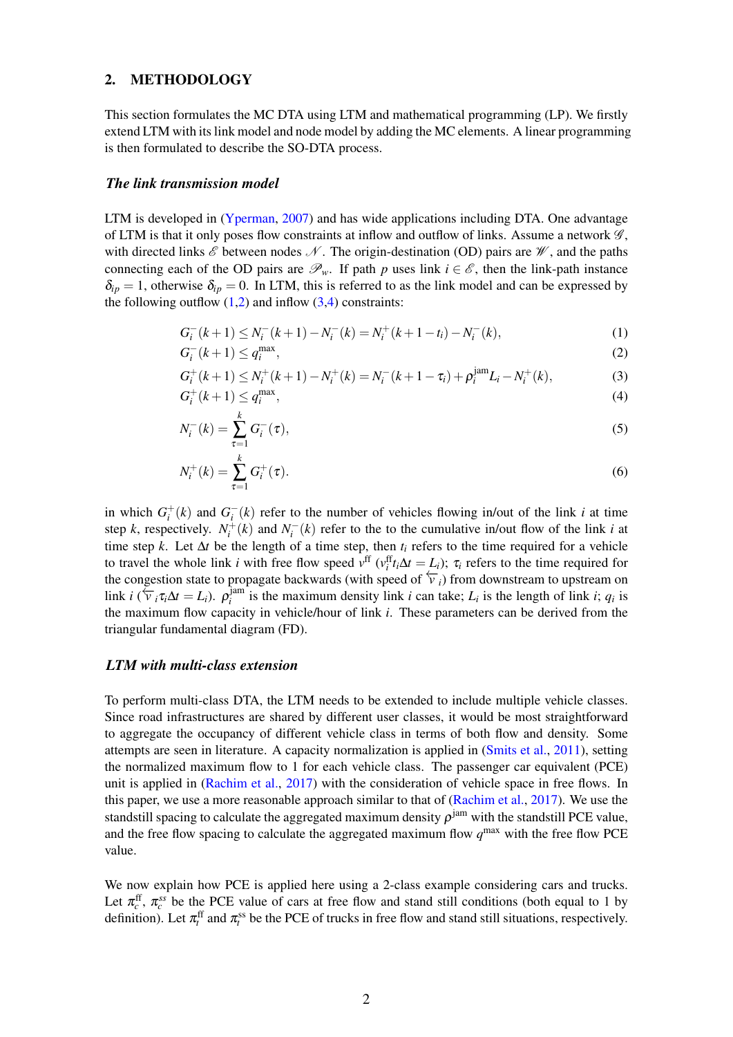## 2. METHODOLOGY

This section formulates the MC DTA using LTM and mathematical programming (LP). We firstly extend LTM with its link model and node model by adding the MC elements. A linear programming is then formulated to describe the SO-DTA process.

### *The link transmission model*

LTM is developed in (Yperman, 2007) and has wide applications including DTA. One advantage of LTM is that it only poses flow constraints at inflow and outflow of links. Assume a network $\mathscr{G}$, with directed links $\mathscr{E}$ between nodes $\mathscr{N}$. The origin-destination (OD) pairs are $\mathscr{W}$, and the paths connecting each of the OD pairs are $\mathscr{P}_w$. If path $p$ uses link $i \in \mathscr{E}$, then the link-path instance $\delta_{ip} = 1$, otherwise $\delta_{ip} = 0$. In LTM, this is referred to as the link model and can be expressed by the following outflow (1,2) and inflow (3,4) constraints:

$$G_i^-(k+1) \le N_i^-(k+1) - N_i^-(k) = N_i^+(k+1-t_i) - N_i^-(k), \tag{1}$$

$$G_i^-(k+1) \le q_i^{\max}, \tag{2}$$

$$G_i^+(k+1) \le N_i^+(k+1) - N_i^+(k) = N_i^-(k+1-\tau_i) + \rho_i^{\text{jam}} L_i - N_i^+(k), \tag{3}$$

$$G_i^+(k+1) \le q_i^{\max}, \tag{4}$$

$$N_i^-(k) = \sum_{\tau=1}^{k} G_i^-(\tau), \tag{5}$$

$$N_i^+(k) = \sum_{\tau=1}^{k} G_i^+(\tau). \tag{6}$$

in which $G_i^+(k)$ and $G_i^-(k)$ refer to the number of vehicles flowing in/out of the link $i$ at time step $k$, respectively. $N_i^+(k)$ and $N_i^-(k)$ refer to the to the cumulative in/out flow of the link $i$ at time step $k$. Let $\Delta t$ be the length of a time step, then $t_i$ refers to the time required for a vehicle to travel the whole link $i$ with free flow speed $v^{\text{ff}}$ ($v_i^{\text{ff}} t_i \Delta t = L_i$); $\tau_i$ refers to the time required for the congestion state to propagate backwards (with speed of $\overleftarrow{v}_i$) from downstream to upstream on link $i$ ($\overleftarrow{v}_i \tau_i \Delta t = L_i$). $\rho_i^{\text{jam}}$ is the maximum density link $i$ can take; $L_i$ is the length of link $i$; $q_i$ is the maximum flow capacity in vehicle/hour of link $i$. These parameters can be derived from the triangular fundamental diagram (FD).

### *LTM with multi-class extension*

To perform multi-class DTA, the LTM needs to be extended to include multiple vehicle classes. Since road infrastructures are shared by different user classes, it would be most straightforward to aggregate the occupancy of different vehicle class in terms of both flow and density. Some attempts are seen in literature. A capacity normalization is applied in (Smits et al., 2011), setting the normalized maximum flow to 1 for each vehicle class. The passenger car equivalent (PCE) unit is applied in (Rachim et al., 2017) with the consideration of vehicle space in free flows. In this paper, we use a more reasonable approach similar to that of (Rachim et al., 2017). We use the standstill spacing to calculate the aggregated maximum density $\rho^{\text{jam}}$ with the standstill PCE value, and the free flow spacing to calculate the aggregated maximum flow $q^{\max}$ with the free flow PCE value.

We now explain how PCE is applied here using a 2-class example considering cars and trucks. Let $\pi_c^{\text{ff}}$, $\pi_c^{ss}$ be the PCE value of cars at free flow and stand still conditions (both equal to 1 by definition). Let $\pi_t^{\text{ff}}$ and $\pi_t^{\text{ss}}$ be the PCE of trucks in free flow and stand still situations, respectively.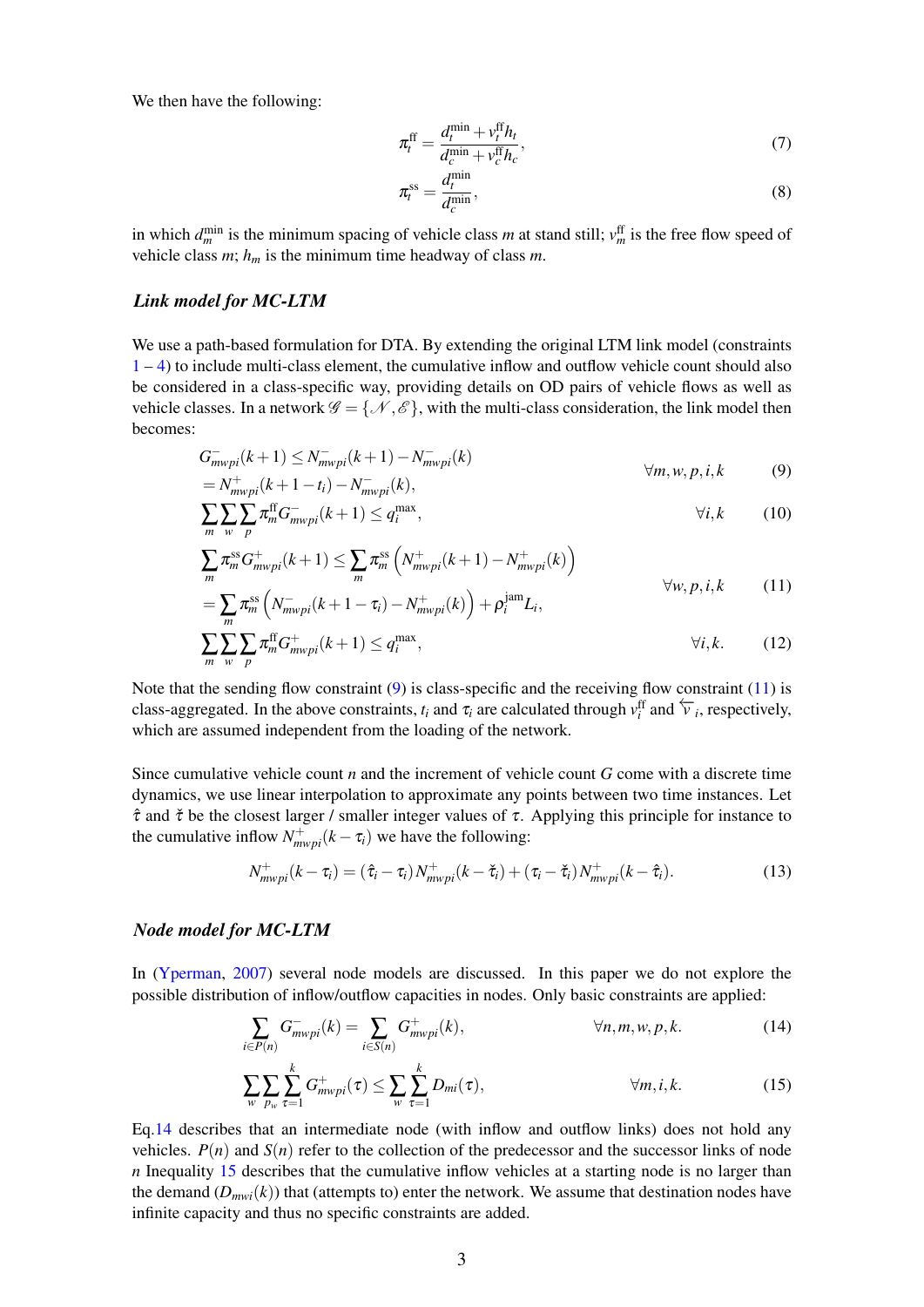We then have the following:

$$\pi_t^{\text{ff}} = \frac{d_t^{\min} + v_t^{\text{ff}} h_t}{d_c^{\min} + v_c^{\text{ff}} h_c}, \tag{7}$$

$$\pi_t^{\text{ss}} = \frac{d_t^{\min}}{d_c^{\min}}, \tag{8}$$

in which $d_m^{\min}$ is the minimum spacing of vehicle class $m$ at stand still; $v_m^{\text{ff}}$ is the free flow speed of vehicle class $m$; $h_m$ is the minimum time headway of class $m$.

### *Link model for MC-LTM*

We use a path-based formulation for DTA. By extending the original LTM link model (constraints 1 – 4) to include multi-class element, the cumulative inflow and outflow vehicle count should also be considered in a class-specific way, providing details on OD pairs of vehicle flows as well as vehicle classes. In a network $\mathscr{G} = \{\mathscr{N}, \mathscr{E}\}$, with the multi-class consideration, the link model then becomes:

$$\begin{aligned} G^-_{mwpi}(k+1) &\leq N^-_{mwpi}(k+1) - N^-_{mwpi}(k) \\ &= N^+_{mwpi}(k+1-t_i) - N^-_{mwpi}(k), \end{aligned} \qquad \forall m,w,p,i,k \tag{9}$$

$$\sum_m \sum_w \sum_p \pi_m^{\text{ff}} G^-_{mwpi}(k+1) \leq q_i^{\max}, \qquad \forall i,k \tag{10}$$

$$\begin{aligned} \sum_m \pi_m^{\text{ss}} G^+_{mwpi}(k+1) &\leq \sum_m \pi_m^{\text{ss}} \left( N^+_{mwpi}(k+1) - N^+_{mwpi}(k) \right) \\ &= \sum_m \pi_m^{\text{ss}} \left( N^-_{mwpi}(k+1-\tau_i) - N^+_{mwpi}(k) \right) + \rho_i^{\text{jam}} L_i, \end{aligned} \qquad \forall w,p,i,k \tag{11}$$

$$\sum_m \sum_w \sum_p \pi_m^{\text{ff}} G^+_{mwpi}(k+1) \leq q_i^{\max}, \qquad \forall i,k. \tag{12}$$

Note that the sending flow constraint (9) is class-specific and the receiving flow constraint (11) is class-aggregated. In the above constraints, $t_i$ and $\tau_i$ are calculated through $v_i^{\text{ff}}$ and $\overleftarrow{v}_i$, respectively, which are assumed independent from the loading of the network.

Since cumulative vehicle count $n$ and the increment of vehicle count $G$ come with a discrete time dynamics, we use linear interpolation to approximate any points between two time instances. Let $\hat{\tau}$ and $\check{\tau}$ be the closest larger / smaller integer values of $\tau$. Applying this principle for instance to the cumulative inflow $N^+_{mwpi}(k-\tau_i)$ we have the following:

$$N^+_{mwpi}(k-\tau_i) = (\hat{\tau}_i - \tau_i) N^+_{mwpi}(k-\check{\tau}_i) + (\tau_i - \check{\tau}_i) N^+_{mwpi}(k-\hat{\tau}_i). \tag{13}$$

### *Node model for MC-LTM*

In (Yperman, 2007) several node models are discussed. In this paper we do not explore the possible distribution of inflow/outflow capacities in nodes. Only basic constraints are applied:

$$\sum_{i \in P(n)} G^-_{mwpi}(k) = \sum_{i \in S(n)} G^+_{mwpi}(k), \qquad \forall n,m,w,p,k. \tag{14}$$

$$\sum_w \sum_{p_w} \sum_{\tau=1}^{k} G^+_{mwpi}(\tau) \leq \sum_w \sum_{\tau=1}^{k} D_{mi}(\tau), \qquad \forall m,i,k. \tag{15}$$

Eq.14 describes that an intermediate node (with inflow and outflow links) does not hold any vehicles. $P(n)$ and $S(n)$ refer to the collection of the predecessor and the successor links of node $n$ Inequality 15 describes that the cumulative inflow vehicles at a starting node is no larger than the demand ($D_{mwi}(k)$) that (attempts to) enter the network. We assume that destination nodes have infinite capacity and thus no specific constraints are added.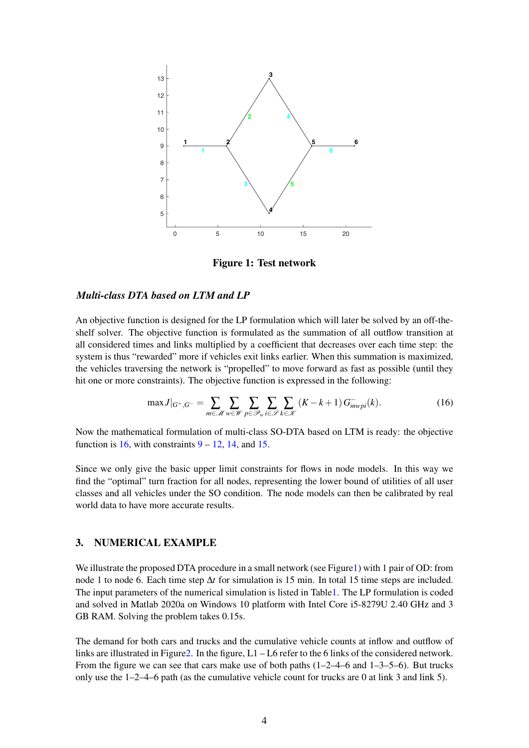**Figure 1: Test network**

### *Multi-class DTA based on LTM and LP*

An objective function is designed for the LP formulation which will later be solved by an off-the-shelf solver. The objective function is formulated as the summation of all outflow transition at all considered times and links multiplied by a coefficient that decreases over each time step: the system is thus "rewarded" more if vehicles exit links earlier. When this summation is maximized, the vehicles traversing the network is "propelled" to move forward as fast as possible (until they hit one or more constraints). The objective function is expressed in the following:

$$\max J|_{G^+,G^-} = \sum_{m\in\mathscr{M}} \sum_{w\in\mathscr{W}} \sum_{p\in\mathscr{P}_w} \sum_{i\in\mathscr{S}} \sum_{k\in\mathscr{K}} (K-k+1)\, G^-_{mwpi}(k). \tag{16}$$

Now the mathematical formulation of multi-class SO-DTA based on LTM is ready: the objective function is 16, with constraints 9 – 12, 14, and 15.

Since we only give the basic upper limit constraints for flows in node models. In this way we find the "optimal" turn fraction for all nodes, representing the lower bound of utilities of all user classes and all vehicles under the SO condition. The node models can then be calibrated by real world data to have more accurate results.

## 3. NUMERICAL EXAMPLE

We illustrate the proposed DTA procedure in a small network (see Figure1) with 1 pair of OD: from node 1 to node 6. Each time step $\Delta t$ for simulation is 15 min. In total 15 time steps are included. The input parameters of the numerical simulation is listed in Table1. The LP formulation is coded and solved in Matlab 2020a on Windows 10 platform with Intel Core i5-8279U 2.40 GHz and 3 GB RAM. Solving the problem takes 0.15s.

The demand for both cars and trucks and the cumulative vehicle counts at inflow and outflow of links are illustrated in Figure2. In the figure, L1 – L6 refer to the 6 links of the considered network. From the figure we can see that cars make use of both paths (1–2–4–6 and 1–3–5–6). But trucks only use the 1–2–4–6 path (as the cumulative vehicle count for trucks are 0 at link 3 and link 5).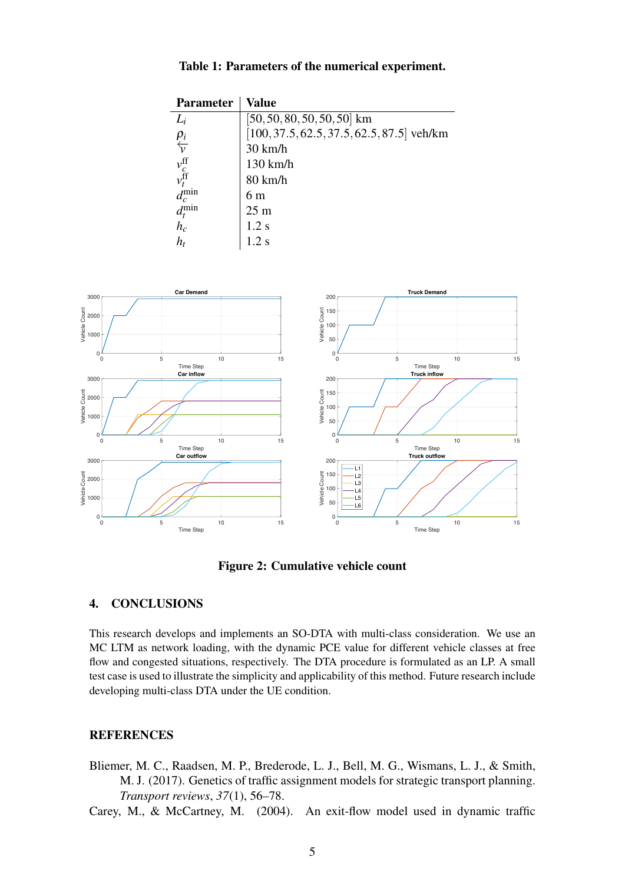**Table 1: Parameters of the numerical experiment.**

| Parameter | Value |
|---|---|
| $L_i$ | $[50, 50, 80, 50, 50, 50]$ km |
| $\rho_i$ | $[100, 37.5, 62.5, 37.5, 62.5, 87.5]$ veh/km |
| $\overleftarrow{v}$ | 30 km/h |
| $v_c^{\text{ff}}$ | 130 km/h |
| $v_t^{\text{ff}}$ | 80 km/h |
| $d_c^{\text{min}}$ | 6 m |
| $d_t^{\text{min}}$ | 25 m |
| $h_c$ | 1.2 s |
| $h_t$ | 1.2 s |

**Figure 2: Cumulative vehicle count**

## 4. CONCLUSIONS

This research develops and implements an SO-DTA with multi-class consideration. We use an MC LTM as network loading, with the dynamic PCE value for different vehicle classes at free flow and congested situations, respectively. The DTA procedure is formulated as an LP. A small test case is used to illustrate the simplicity and applicability of this method. Future research include developing multi-class DTA under the UE condition.

## REFERENCES

Bliemer, M. C., Raadsen, M. P., Brederode, L. J., Bell, M. G., Wismans, L. J., & Smith, M. J. (2017). Genetics of traffic assignment models for strategic transport planning. *Transport reviews*, *37*(1), 56–78.

Carey, M., & McCartney, M. (2004). An exit-flow model used in dynamic traffic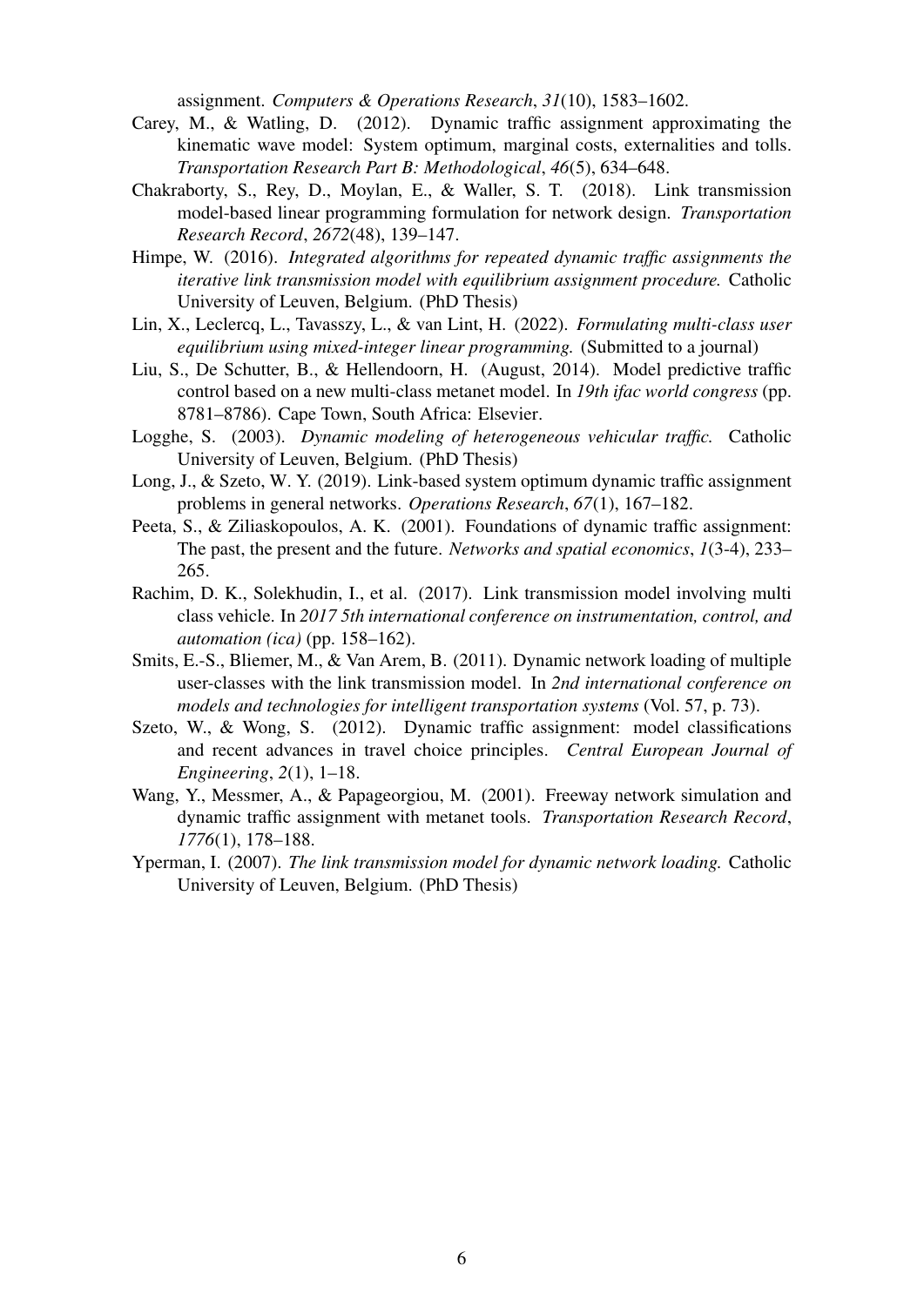assignment. *Computers & Operations Research*, *31*(10), 1583–1602.

Carey, M., & Watling, D. (2012). Dynamic traffic assignment approximating the kinematic wave model: System optimum, marginal costs, externalities and tolls. *Transportation Research Part B: Methodological*, *46*(5), 634–648.

Chakraborty, S., Rey, D., Moylan, E., & Waller, S. T. (2018). Link transmission model-based linear programming formulation for network design. *Transportation Research Record*, *2672*(48), 139–147.

Himpe, W. (2016). *Integrated algorithms for repeated dynamic traffic assignments the iterative link transmission model with equilibrium assignment procedure.* Catholic University of Leuven, Belgium. (PhD Thesis)

Lin, X., Leclercq, L., Tavasszy, L., & van Lint, H. (2022). *Formulating multi-class user equilibrium using mixed-integer linear programming.* (Submitted to a journal)

Liu, S., De Schutter, B., & Hellendoorn, H. (August, 2014). Model predictive traffic control based on a new multi-class metanet model. In *19th ifac world congress* (pp. 8781–8786). Cape Town, South Africa: Elsevier.

Logghe, S. (2003). *Dynamic modeling of heterogeneous vehicular traffic.* Catholic University of Leuven, Belgium. (PhD Thesis)

Long, J., & Szeto, W. Y. (2019). Link-based system optimum dynamic traffic assignment problems in general networks. *Operations Research*, *67*(1), 167–182.

Peeta, S., & Ziliaskopoulos, A. K. (2001). Foundations of dynamic traffic assignment: The past, the present and the future. *Networks and spatial economics*, *1*(3-4), 233–265.

Rachim, D. K., Solekhudin, I., et al. (2017). Link transmission model involving multi class vehicle. In *2017 5th international conference on instrumentation, control, and automation (ica)* (pp. 158–162).

Smits, E.-S., Bliemer, M., & Van Arem, B. (2011). Dynamic network loading of multiple user-classes with the link transmission model. In *2nd international conference on models and technologies for intelligent transportation systems* (Vol. 57, p. 73).

Szeto, W., & Wong, S. (2012). Dynamic traffic assignment: model classifications and recent advances in travel choice principles. *Central European Journal of Engineering*, *2*(1), 1–18.

Wang, Y., Messmer, A., & Papageorgiou, M. (2001). Freeway network simulation and dynamic traffic assignment with metanet tools. *Transportation Research Record*, *1776*(1), 178–188.

Yperman, I. (2007). *The link transmission model for dynamic network loading.* Catholic University of Leuven, Belgium. (PhD Thesis)